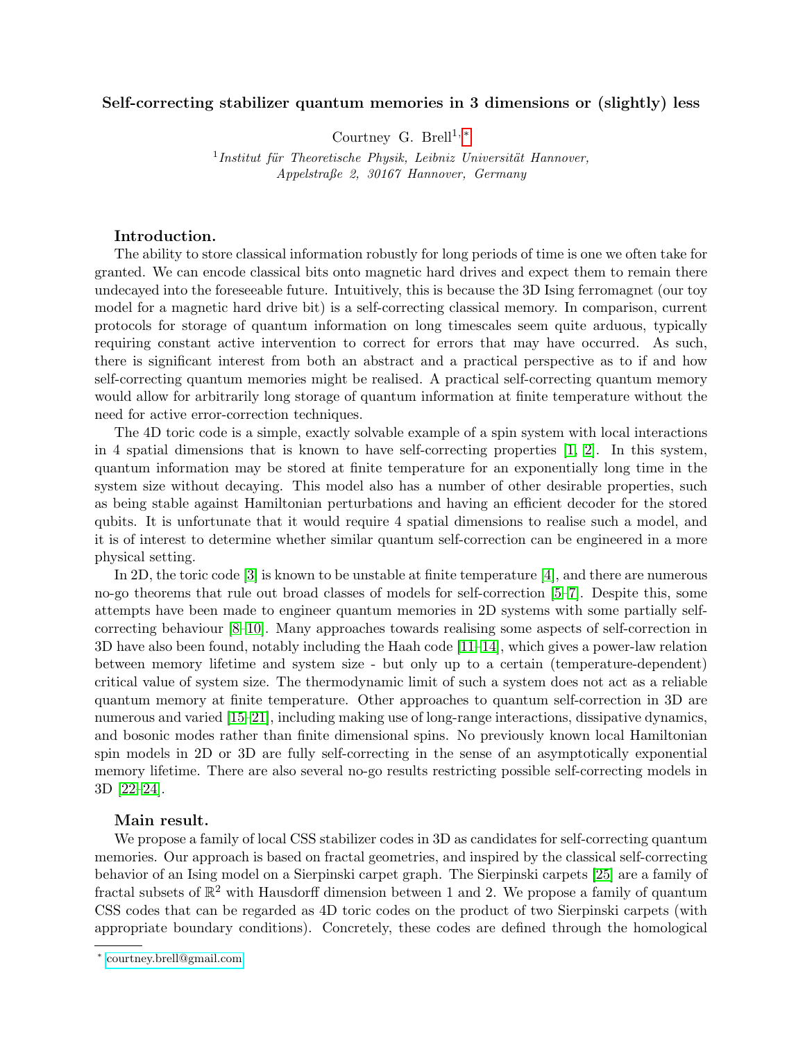# Self-correcting stabilizer quantum memories in 3 dimensions or (slightly) less

Courtney G. Brell[1,*]

[1] *Institut für Theoretische Physik, Leibniz Universität Hannover, Appelstraße 2, 30167 Hannover, Germany*

### Introduction.

The ability to store classical information robustly for long periods of time is one we often take for granted. We can encode classical bits onto magnetic hard drives and expect them to remain there undecayed into the foreseeable future. Intuitively, this is because the 3D Ising ferromagnet (our toy model for a magnetic hard drive bit) is a self-correcting classical memory. In comparison, current protocols for storage of quantum information on long timescales seem quite arduous, typically requiring constant active intervention to correct for errors that may have occurred. As such, there is significant interest from both an abstract and a practical perspective as to if and how self-correcting quantum memories might be realised. A practical self-correcting quantum memory would allow for arbitrarily long storage of quantum information at finite temperature without the need for active error-correction techniques.

The 4D toric code is a simple, exactly solvable example of a spin system with local interactions in 4 spatial dimensions that is known to have self-correcting properties [1, 2]. In this system, quantum information may be stored at finite temperature for an exponentially long time in the system size without decaying. This model also has a number of other desirable properties, such as being stable against Hamiltonian perturbations and having an efficient decoder for the stored qubits. It is unfortunate that it would require 4 spatial dimensions to realise such a model, and it is of interest to determine whether similar quantum self-correction can be engineered in a more physical setting.

In 2D, the toric code [3] is known to be unstable at finite temperature [4], and there are numerous no-go theorems that rule out broad classes of models for self-correction [5–7]. Despite this, some attempts have been made to engineer quantum memories in 2D systems with some partially self-correcting behaviour [8–10]. Many approaches towards realising some aspects of self-correction in 3D have also been found, notably including the Haah code [11–14], which gives a power-law relation between memory lifetime and system size - but only up to a certain (temperature-dependent) critical value of system size. The thermodynamic limit of such a system does not act as a reliable quantum memory at finite temperature. Other approaches to quantum self-correction in 3D are numerous and varied [15–21], including making use of long-range interactions, dissipative dynamics, and bosonic modes rather than finite dimensional spins. No previously known local Hamiltonian spin models in 2D or 3D are fully self-correcting in the sense of an asymptotically exponential memory lifetime. There are also several no-go results restricting possible self-correcting models in 3D [22–24].

### Main result.

We propose a family of local CSS stabilizer codes in 3D as candidates for self-correcting quantum memories. Our approach is based on fractal geometries, and inspired by the classical self-correcting behavior of an Ising model on a Sierpinski carpet graph. The Sierpinski carpets [25] are a family of fractal subsets of $\mathbb{R}^2$ with Hausdorff dimension between 1 and 2. We propose a family of quantum CSS codes that can be regarded as 4D toric codes on the product of two Sierpinski carpets (with appropriate boundary conditions). Concretely, these codes are defined through the homological

---

\* courtney.brell@gmail.com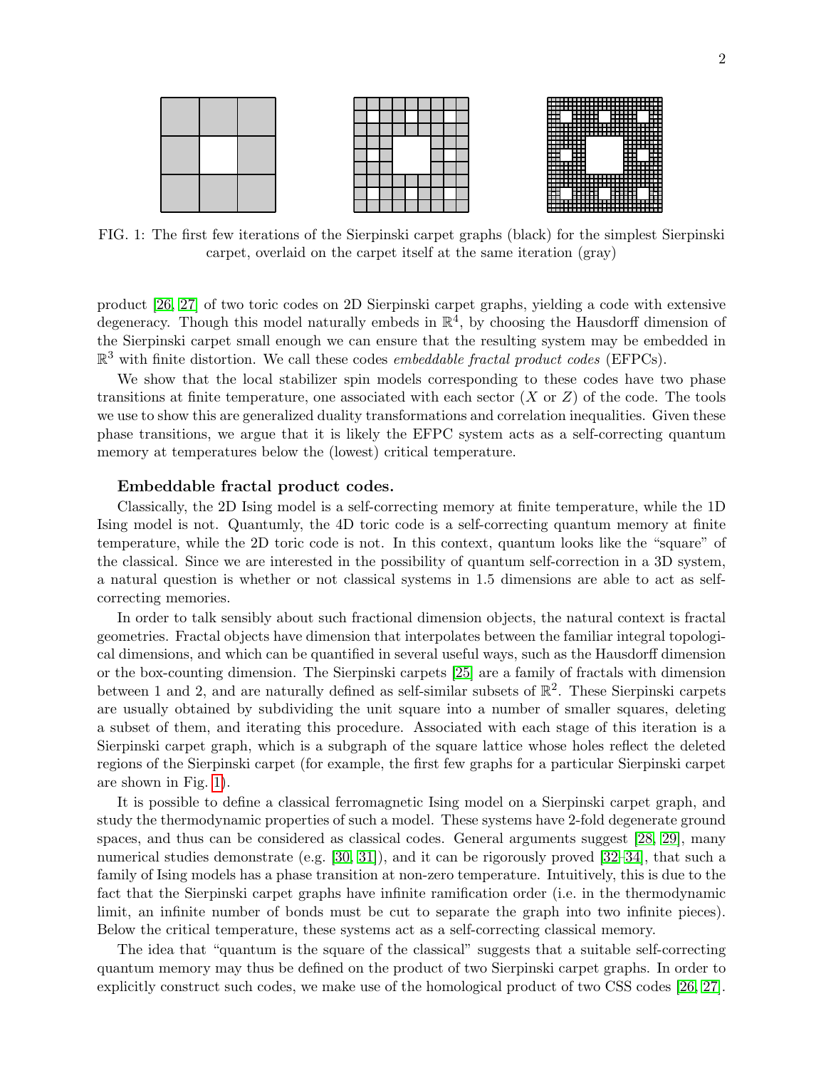FIG. 1: The first few iterations of the Sierpinski carpet graphs (black) for the simplest Sierpinski carpet, overlaid on the carpet itself at the same iteration (gray)

product [26, 27] of two toric codes on 2D Sierpinski carpet graphs, yielding a code with extensive degeneracy. Though this model naturally embeds in $\mathbb{R}^4$, by choosing the Hausdorff dimension of the Sierpinski carpet small enough we can ensure that the resulting system may be embedded in $\mathbb{R}^3$ with finite distortion. We call these codes *embeddable fractal product codes* (EFPCs).

We show that the local stabilizer spin models corresponding to these codes have two phase transitions at finite temperature, one associated with each sector ($X$ or $Z$) of the code. The tools we use to show this are generalized duality transformations and correlation inequalities. Given these phase transitions, we argue that it is likely the EFPC system acts as a self-correcting quantum memory at temperatures below the (lowest) critical temperature.

### Embeddable fractal product codes.

Classically, the 2D Ising model is a self-correcting memory at finite temperature, while the 1D Ising model is not. Quantumly, the 4D toric code is a self-correcting quantum memory at finite temperature, while the 2D toric code is not. In this context, quantum looks like the "square" of the classical. Since we are interested in the possibility of quantum self-correction in a 3D system, a natural question is whether or not classical systems in 1.5 dimensions are able to act as self-correcting memories.

In order to talk sensibly about such fractional dimension objects, the natural context is fractal geometries. Fractal objects have dimension that interpolates between the familiar integral topological dimensions, and which can be quantified in several useful ways, such as the Hausdorff dimension or the box-counting dimension. The Sierpinski carpets [25] are a family of fractals with dimension between 1 and 2, and are naturally defined as self-similar subsets of $\mathbb{R}^2$. These Sierpinski carpets are usually obtained by subdividing the unit square into a number of smaller squares, deleting a subset of them, and iterating this procedure. Associated with each stage of this iteration is a Sierpinski carpet graph, which is a subgraph of the square lattice whose holes reflect the deleted regions of the Sierpinski carpet (for example, the first few graphs for a particular Sierpinski carpet are shown in Fig. 1).

It is possible to define a classical ferromagnetic Ising model on a Sierpinski carpet graph, and study the thermodynamic properties of such a model. These systems have 2-fold degenerate ground spaces, and thus can be considered as classical codes. General arguments suggest [28, 29], many numerical studies demonstrate (e.g. [30, 31]), and it can be rigorously proved [32–34], that such a family of Ising models has a phase transition at non-zero temperature. Intuitively, this is due to the fact that the Sierpinski carpet graphs have infinite ramification order (i.e. in the thermodynamic limit, an infinite number of bonds must be cut to separate the graph into two infinite pieces). Below the critical temperature, these systems act as a self-correcting classical memory.

The idea that "quantum is the square of the classical" suggests that a suitable self-correcting quantum memory may thus be defined on the product of two Sierpinski carpet graphs. In order to explicitly construct such codes, we make use of the homological product of two CSS codes [26, 27].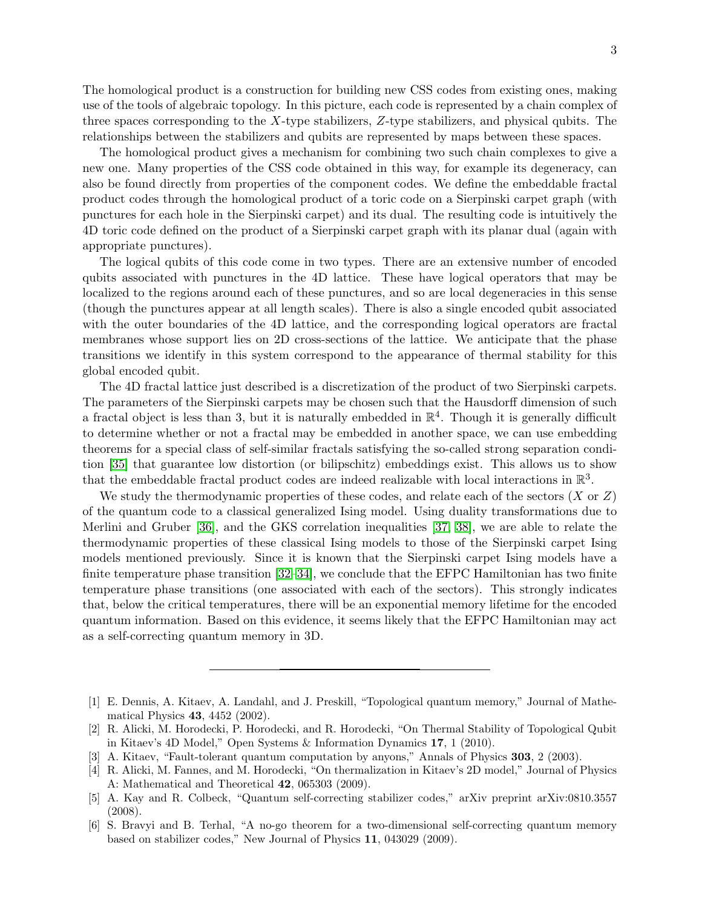The homological product is a construction for building new CSS codes from existing ones, making use of the tools of algebraic topology. In this picture, each code is represented by a chain complex of three spaces corresponding to the $X$-type stabilizers, $Z$-type stabilizers, and physical qubits. The relationships between the stabilizers and qubits are represented by maps between these spaces.

The homological product gives a mechanism for combining two such chain complexes to give a new one. Many properties of the CSS code obtained in this way, for example its degeneracy, can also be found directly from properties of the component codes. We define the embeddable fractal product codes through the homological product of a toric code on a Sierpinski carpet graph (with punctures for each hole in the Sierpinski carpet) and its dual. The resulting code is intuitively the 4D toric code defined on the product of a Sierpinski carpet graph with its planar dual (again with appropriate punctures).

The logical qubits of this code come in two types. There are an extensive number of encoded qubits associated with punctures in the 4D lattice. These have logical operators that may be localized to the regions around each of these punctures, and so are local degeneracies in this sense (though the punctures appear at all length scales). There is also a single encoded qubit associated with the outer boundaries of the 4D lattice, and the corresponding logical operators are fractal membranes whose support lies on 2D cross-sections of the lattice. We anticipate that the phase transitions we identify in this system correspond to the appearance of thermal stability for this global encoded qubit.

The 4D fractal lattice just described is a discretization of the product of two Sierpinski carpets. The parameters of the Sierpinski carpets may be chosen such that the Hausdorff dimension of such a fractal object is less than 3, but it is naturally embedded in $\mathbb{R}^4$. Though it is generally difficult to determine whether or not a fractal may be embedded in another space, we can use embedding theorems for a special class of self-similar fractals satisfying the so-called strong separation condition [35] that guarantee low distortion (or bilipschitz) embeddings exist. This allows us to show that the embeddable fractal product codes are indeed realizable with local interactions in $\mathbb{R}^3$.

We study the thermodynamic properties of these codes, and relate each of the sectors ($X$ or $Z$) of the quantum code to a classical generalized Ising model. Using duality transformations due to Merlini and Gruber [36], and the GKS correlation inequalities [37, 38], we are able to relate the thermodynamic properties of these classical Ising models to those of the Sierpinski carpet Ising models mentioned previously. Since it is known that the Sierpinski carpet Ising models have a finite temperature phase transition [32–34], we conclude that the EFPC Hamiltonian has two finite temperature phase transitions (one associated with each of the sectors). This strongly indicates that, below the critical temperatures, there will be an exponential memory lifetime for the encoded quantum information. Based on this evidence, it seems likely that the EFPC Hamiltonian may act as a self-correcting quantum memory in 3D.

---

[1] E. Dennis, A. Kitaev, A. Landahl, and J. Preskill, "Topological quantum memory," Journal of Mathematical Physics **43**, 4452 (2002).

[2] R. Alicki, M. Horodecki, P. Horodecki, and R. Horodecki, "On Thermal Stability of Topological Qubit in Kitaev's 4D Model," Open Systems & Information Dynamics **17**, 1 (2010).

[3] A. Kitaev, "Fault-tolerant quantum computation by anyons," Annals of Physics **303**, 2 (2003).

[4] R. Alicki, M. Fannes, and M. Horodecki, "On thermalization in Kitaev's 2D model," Journal of Physics A: Mathematical and Theoretical **42**, 065303 (2009).

[5] A. Kay and R. Colbeck, "Quantum self-correcting stabilizer codes," arXiv preprint arXiv:0810.3557 (2008).

[6] S. Bravyi and B. Terhal, "A no-go theorem for a two-dimensional self-correcting quantum memory based on stabilizer codes," New Journal of Physics **11**, 043029 (2009).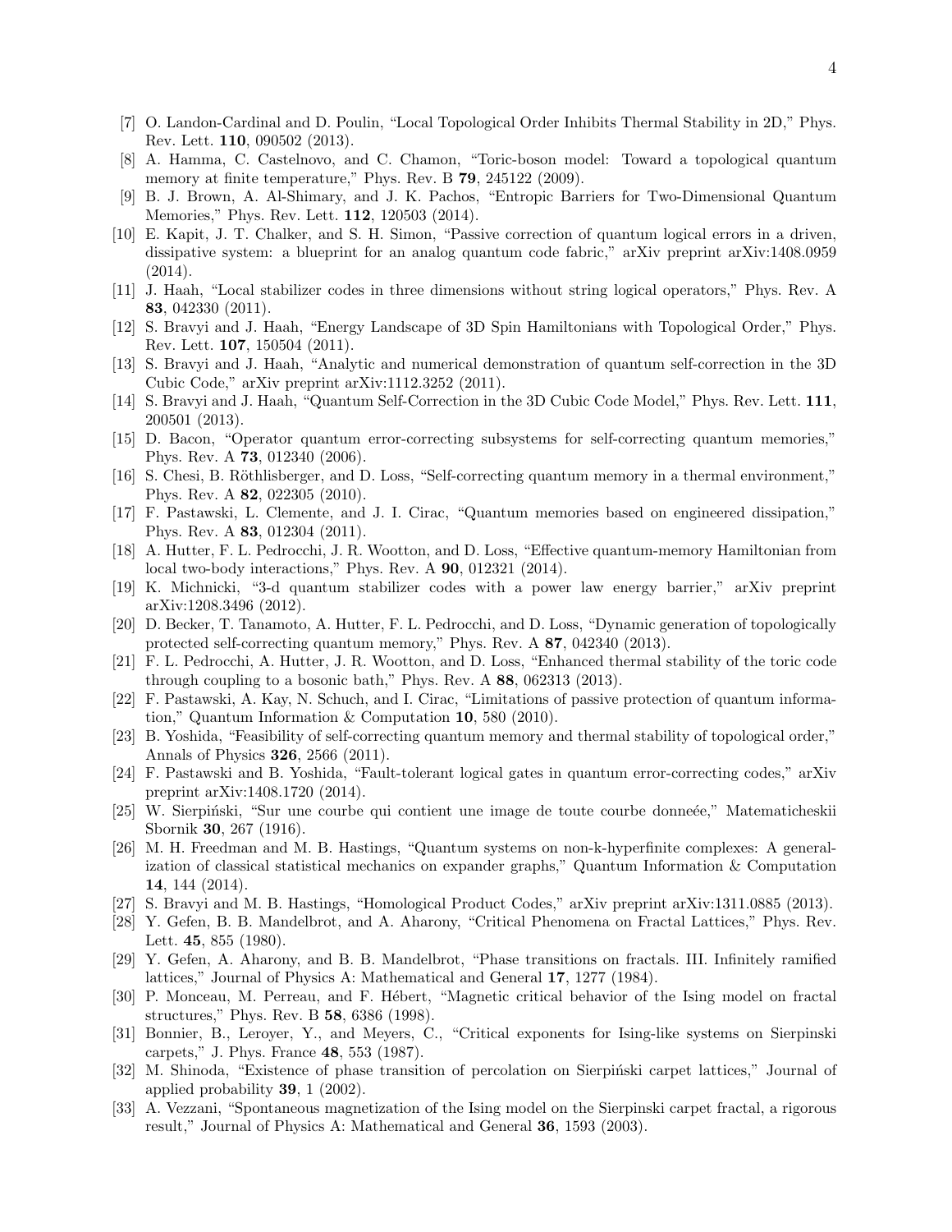[7] O. Landon-Cardinal and D. Poulin, "Local Topological Order Inhibits Thermal Stability in 2D," Phys. Rev. Lett. **110**, 090502 (2013).

[8] A. Hamma, C. Castelnovo, and C. Chamon, "Toric-boson model: Toward a topological quantum memory at finite temperature," Phys. Rev. B **79**, 245122 (2009).

[9] B. J. Brown, A. Al-Shimary, and J. K. Pachos, "Entropic Barriers for Two-Dimensional Quantum Memories," Phys. Rev. Lett. **112**, 120503 (2014).

[10] E. Kapit, J. T. Chalker, and S. H. Simon, "Passive correction of quantum logical errors in a driven, dissipative system: a blueprint for an analog quantum code fabric," arXiv preprint arXiv:1408.0959 (2014).

[11] J. Haah, "Local stabilizer codes in three dimensions without string logical operators," Phys. Rev. A **83**, 042330 (2011).

[12] S. Bravyi and J. Haah, "Energy Landscape of 3D Spin Hamiltonians with Topological Order," Phys. Rev. Lett. **107**, 150504 (2011).

[13] S. Bravyi and J. Haah, "Analytic and numerical demonstration of quantum self-correction in the 3D Cubic Code," arXiv preprint arXiv:1112.3252 (2011).

[14] S. Bravyi and J. Haah, "Quantum Self-Correction in the 3D Cubic Code Model," Phys. Rev. Lett. **111**, 200501 (2013).

[15] D. Bacon, "Operator quantum error-correcting subsystems for self-correcting quantum memories," Phys. Rev. A **73**, 012340 (2006).

[16] S. Chesi, B. Röthlisberger, and D. Loss, "Self-correcting quantum memory in a thermal environment," Phys. Rev. A **82**, 022305 (2010).

[17] F. Pastawski, L. Clemente, and J. I. Cirac, "Quantum memories based on engineered dissipation," Phys. Rev. A **83**, 012304 (2011).

[18] A. Hutter, F. L. Pedrocchi, J. R. Wootton, and D. Loss, "Effective quantum-memory Hamiltonian from local two-body interactions," Phys. Rev. A **90**, 012321 (2014).

[19] K. Michnicki, "3-d quantum stabilizer codes with a power law energy barrier," arXiv preprint arXiv:1208.3496 (2012).

[20] D. Becker, T. Tanamoto, A. Hutter, F. L. Pedrocchi, and D. Loss, "Dynamic generation of topologically protected self-correcting quantum memory," Phys. Rev. A **87**, 042340 (2013).

[21] F. L. Pedrocchi, A. Hutter, J. R. Wootton, and D. Loss, "Enhanced thermal stability of the toric code through coupling to a bosonic bath," Phys. Rev. A **88**, 062313 (2013).

[22] F. Pastawski, A. Kay, N. Schuch, and I. Cirac, "Limitations of passive protection of quantum information," Quantum Information & Computation **10**, 580 (2010).

[23] B. Yoshida, "Feasibility of self-correcting quantum memory and thermal stability of topological order," Annals of Physics **326**, 2566 (2011).

[24] F. Pastawski and B. Yoshida, "Fault-tolerant logical gates in quantum error-correcting codes," arXiv preprint arXiv:1408.1720 (2014).

[25] W. Sierpiński, "Sur une courbe qui contient une image de toute courbe donneée," Matematicheskii Sbornik **30**, 267 (1916).

[26] M. H. Freedman and M. B. Hastings, "Quantum systems on non-k-hyperfinite complexes: A generalization of classical statistical mechanics on expander graphs," Quantum Information & Computation **14**, 144 (2014).

[27] S. Bravyi and M. B. Hastings, "Homological Product Codes," arXiv preprint arXiv:1311.0885 (2013).

[28] Y. Gefen, B. B. Mandelbrot, and A. Aharony, "Critical Phenomena on Fractal Lattices," Phys. Rev. Lett. **45**, 855 (1980).

[29] Y. Gefen, A. Aharony, and B. B. Mandelbrot, "Phase transitions on fractals. III. Infinitely ramified lattices," Journal of Physics A: Mathematical and General **17**, 1277 (1984).

[30] P. Monceau, M. Perreau, and F. Hébert, "Magnetic critical behavior of the Ising model on fractal structures," Phys. Rev. B **58**, 6386 (1998).

[31] Bonnier, B., Leroyer, Y., and Meyers, C., "Critical exponents for Ising-like systems on Sierpinski carpets," J. Phys. France **48**, 553 (1987).

[32] M. Shinoda, "Existence of phase transition of percolation on Sierpiński carpet lattices," Journal of applied probability **39**, 1 (2002).

[33] A. Vezzani, "Spontaneous magnetization of the Ising model on the Sierpinski carpet fractal, a rigorous result," Journal of Physics A: Mathematical and General **36**, 1593 (2003).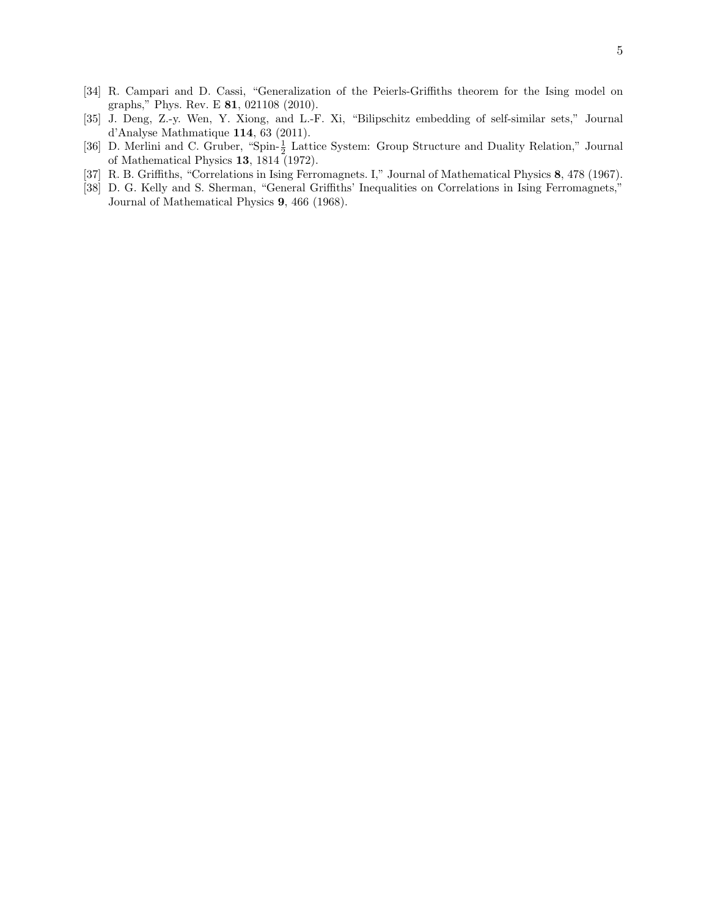[34] R. Campari and D. Cassi, "Generalization of the Peierls-Griffiths theorem for the Ising model on graphs," Phys. Rev. E **81**, 021108 (2010).

[35] J. Deng, Z.-y. Wen, Y. Xiong, and L.-F. Xi, "Bilipschitz embedding of self-similar sets," Journal d'Analyse Mathmatique **114**, 63 (2011).

[36] D. Merlini and C. Gruber, "Spin-$\frac{1}{2}$ Lattice System: Group Structure and Duality Relation," Journal of Mathematical Physics **13**, 1814 (1972).

[37] R. B. Griffiths, "Correlations in Ising Ferromagnets. I," Journal of Mathematical Physics **8**, 478 (1967).

[38] D. G. Kelly and S. Sherman, "General Griffiths' Inequalities on Correlations in Ising Ferromagnets," Journal of Mathematical Physics **9**, 466 (1968).